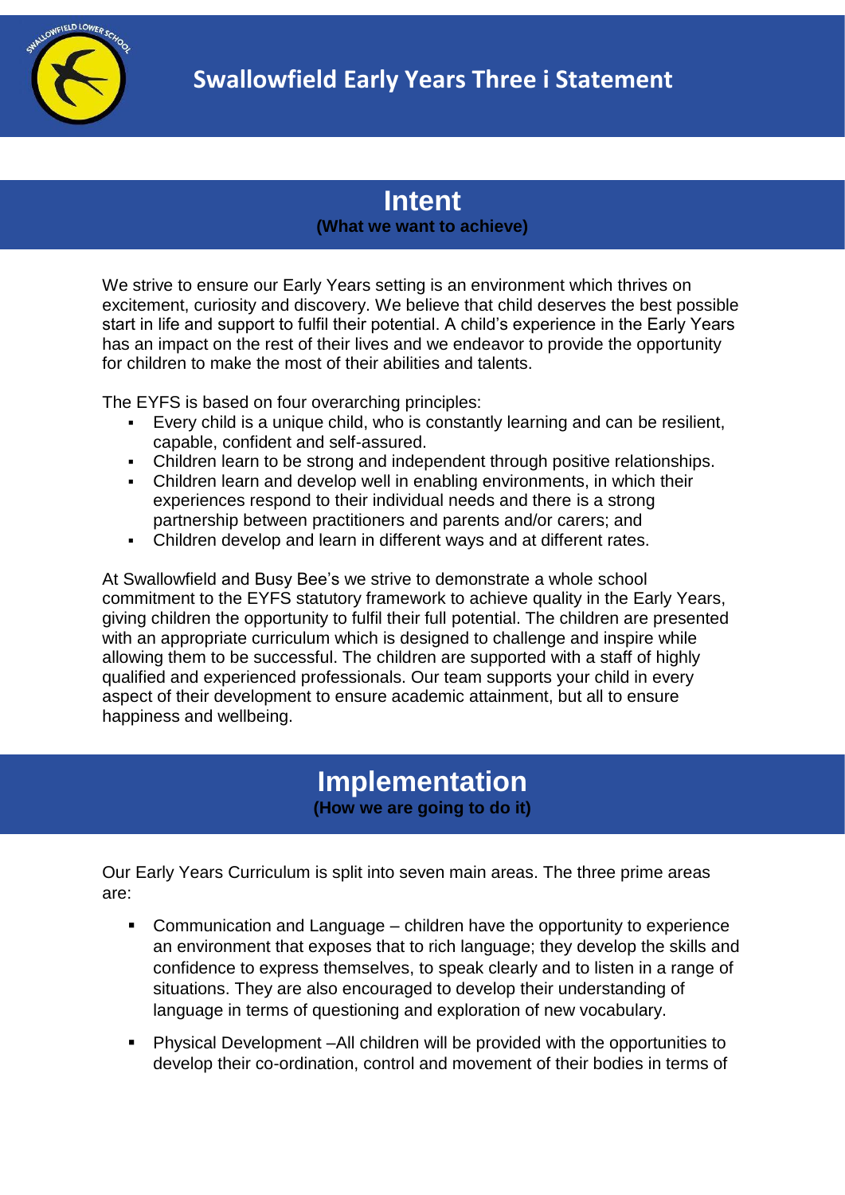# Swallowfield Early Years Three i Statement

## Intent

**(What we want to achieve)**

We strive to ensure our Early Years setting is an environment which thrives on excitement, curiosity and discovery. We believe that child deserves the best possible start in life and support to fulfil their potential. A child's experience in the Early Years has an impact on the rest of their lives and we endeavor to provide the opportunity for children to make the most of their abilities and talents.

The EYFS is based on four overarching principles:

- Every child is a unique child, who is constantly learning and can be resilient, capable, confident and self-assured.
- Children learn to be strong and independent through positive relationships.
- Children learn and develop well in enabling environments, in which their experiences respond to their individual needs and there is a strong partnership between practitioners and parents and/or carers; and
- Children develop and learn in different ways and at different rates.

At Swallowfield and Busy Bee's we strive to demonstrate a whole school commitment to the EYFS statutory framework to achieve quality in the Early Years, giving children the opportunity to fulfil their full potential. The children are presented with an appropriate curriculum which is designed to challenge and inspire while allowing them to be successful. The children are supported with a staff of highly qualified and experienced professionals. Our team supports your child in every aspect of their development to ensure academic attainment, but all to ensure happiness and wellbeing.

## Implementation

**(How we are going to do it)**

Our Early Years Curriculum is split into seven main areas. The three prime areas are:

- Communication and Language – children have the opportunity to experience an environment that exposes that to rich language; they develop the skills and confidence to express themselves, to speak clearly and to listen in a range of situations. They are also encouraged to develop their understanding of language in terms of questioning and exploration of new vocabulary.

- Physical Development –All children will be provided with the opportunities to develop their co-ordination, control and movement of their bodies in terms of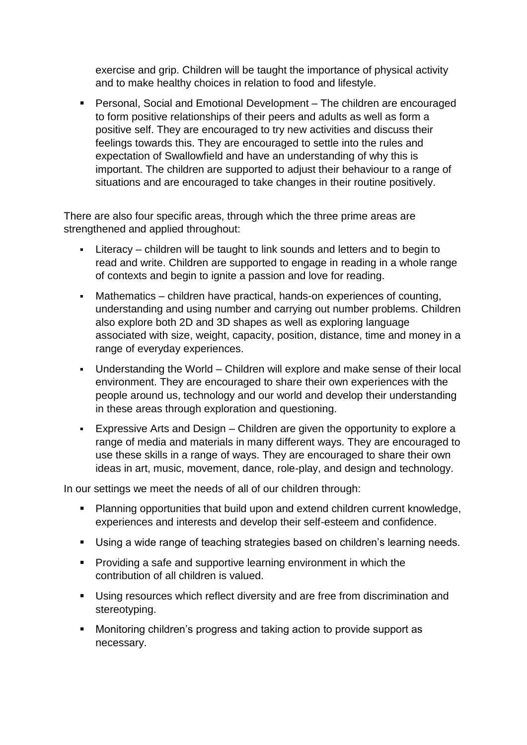exercise and grip. Children will be taught the importance of physical activity and to make healthy choices in relation to food and lifestyle.

- Personal, Social and Emotional Development – The children are encouraged to form positive relationships of their peers and adults as well as form a positive self. They are encouraged to try new activities and discuss their feelings towards this. They are encouraged to settle into the rules and expectation of Swallowfield and have an understanding of why this is important. The children are supported to adjust their behaviour to a range of situations and are encouraged to take changes in their routine positively.

There are also four specific areas, through which the three prime areas are strengthened and applied throughout:

- Literacy – children will be taught to link sounds and letters and to begin to read and write. Children are supported to engage in reading in a whole range of contexts and begin to ignite a passion and love for reading.
- Mathematics – children have practical, hands-on experiences of counting, understanding and using number and carrying out number problems. Children also explore both 2D and 3D shapes as well as exploring language associated with size, weight, capacity, position, distance, time and money in a range of everyday experiences.
- Understanding the World – Children will explore and make sense of their local environment. They are encouraged to share their own experiences with the people around us, technology and our world and develop their understanding in these areas through exploration and questioning.
- Expressive Arts and Design – Children are given the opportunity to explore a range of media and materials in many different ways. They are encouraged to use these skills in a range of ways. They are encouraged to share their own ideas in art, music, movement, dance, role-play, and design and technology.

In our settings we meet the needs of all of our children through:

- Planning opportunities that build upon and extend children current knowledge, experiences and interests and develop their self-esteem and confidence.
- Using a wide range of teaching strategies based on children's learning needs.
- Providing a safe and supportive learning environment in which the contribution of all children is valued.
- Using resources which reflect diversity and are free from discrimination and stereotyping.
- Monitoring children's progress and taking action to provide support as necessary.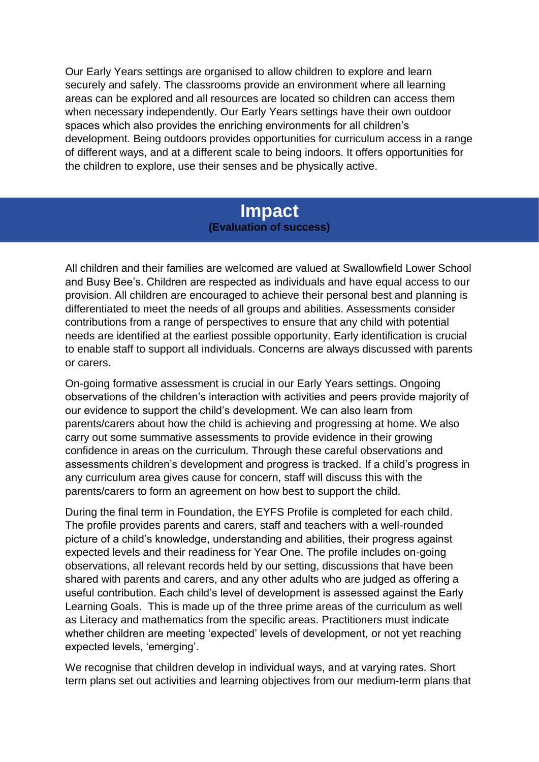Our Early Years settings are organised to allow children to explore and learn securely and safely. The classrooms provide an environment where all learning areas can be explored and all resources are located so children can access them when necessary independently. Our Early Years settings have their own outdoor spaces which also provides the enriching environments for all children's development. Being outdoors provides opportunities for curriculum access in a range of different ways, and at a different scale to being indoors. It offers opportunities for the children to explore, use their senses and be physically active.

## Impact
**(Evaluation of success)**

All children and their families are welcomed are valued at Swallowfield Lower School and Busy Bee's. Children are respected as individuals and have equal access to our provision. All children are encouraged to achieve their personal best and planning is differentiated to meet the needs of all groups and abilities. Assessments consider contributions from a range of perspectives to ensure that any child with potential needs are identified at the earliest possible opportunity. Early identification is crucial to enable staff to support all individuals. Concerns are always discussed with parents or carers.

On-going formative assessment is crucial in our Early Years settings. Ongoing observations of the children's interaction with activities and peers provide majority of our evidence to support the child's development. We can also learn from parents/carers about how the child is achieving and progressing at home. We also carry out some summative assessments to provide evidence in their growing confidence in areas on the curriculum. Through these careful observations and assessments children's development and progress is tracked. If a child's progress in any curriculum area gives cause for concern, staff will discuss this with the parents/carers to form an agreement on how best to support the child.

During the final term in Foundation, the EYFS Profile is completed for each child. The profile provides parents and carers, staff and teachers with a well-rounded picture of a child's knowledge, understanding and abilities, their progress against expected levels and their readiness for Year One. The profile includes on-going observations, all relevant records held by our setting, discussions that have been shared with parents and carers, and any other adults who are judged as offering a useful contribution. Each child's level of development is assessed against the Early Learning Goals. This is made up of the three prime areas of the curriculum as well as Literacy and mathematics from the specific areas. Practitioners must indicate whether children are meeting 'expected' levels of development, or not yet reaching expected levels, 'emerging'.

We recognise that children develop in individual ways, and at varying rates. Short term plans set out activities and learning objectives from our medium-term plans that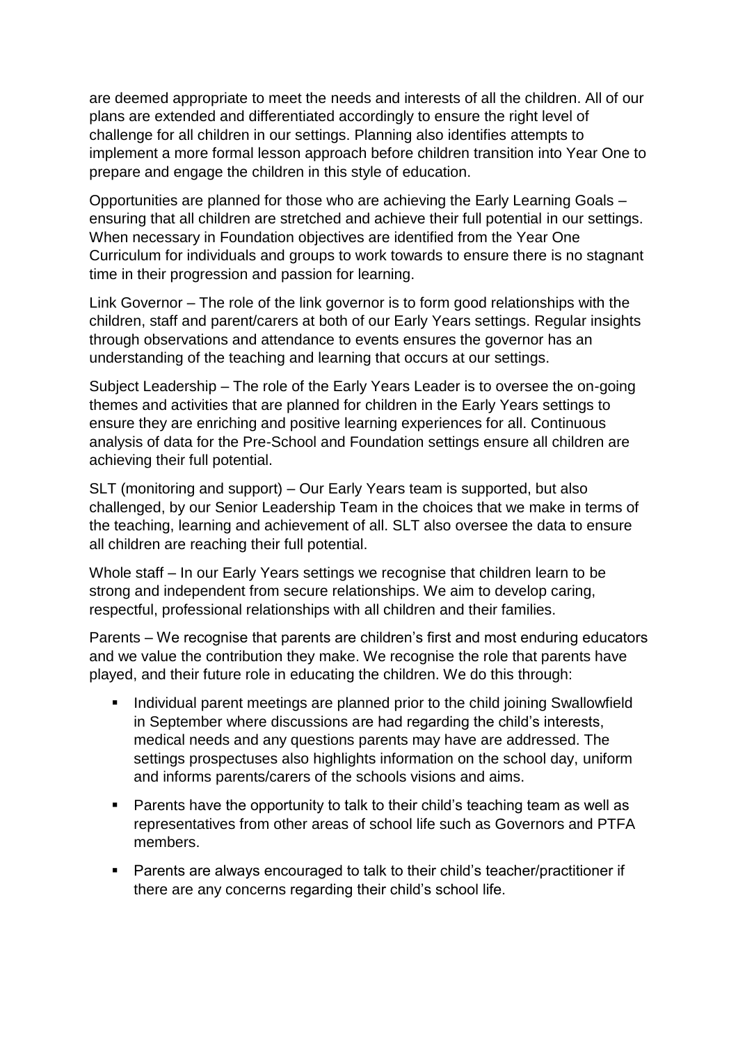are deemed appropriate to meet the needs and interests of all the children. All of our plans are extended and differentiated accordingly to ensure the right level of challenge for all children in our settings. Planning also identifies attempts to implement a more formal lesson approach before children transition into Year One to prepare and engage the children in this style of education.

Opportunities are planned for those who are achieving the Early Learning Goals – ensuring that all children are stretched and achieve their full potential in our settings. When necessary in Foundation objectives are identified from the Year One Curriculum for individuals and groups to work towards to ensure there is no stagnant time in their progression and passion for learning.

Link Governor – The role of the link governor is to form good relationships with the children, staff and parent/carers at both of our Early Years settings. Regular insights through observations and attendance to events ensures the governor has an understanding of the teaching and learning that occurs at our settings.

Subject Leadership – The role of the Early Years Leader is to oversee the on-going themes and activities that are planned for children in the Early Years settings to ensure they are enriching and positive learning experiences for all. Continuous analysis of data for the Pre-School and Foundation settings ensure all children are achieving their full potential.

SLT (monitoring and support) – Our Early Years team is supported, but also challenged, by our Senior Leadership Team in the choices that we make in terms of the teaching, learning and achievement of all. SLT also oversee the data to ensure all children are reaching their full potential.

Whole staff – In our Early Years settings we recognise that children learn to be strong and independent from secure relationships. We aim to develop caring, respectful, professional relationships with all children and their families.

Parents – We recognise that parents are children's first and most enduring educators and we value the contribution they make. We recognise the role that parents have played, and their future role in educating the children. We do this through:

- Individual parent meetings are planned prior to the child joining Swallowfield in September where discussions are had regarding the child's interests, medical needs and any questions parents may have are addressed. The settings prospectuses also highlights information on the school day, uniform and informs parents/carers of the schools visions and aims.
- Parents have the opportunity to talk to their child's teaching team as well as representatives from other areas of school life such as Governors and PTFA members.
- Parents are always encouraged to talk to their child's teacher/practitioner if there are any concerns regarding their child's school life.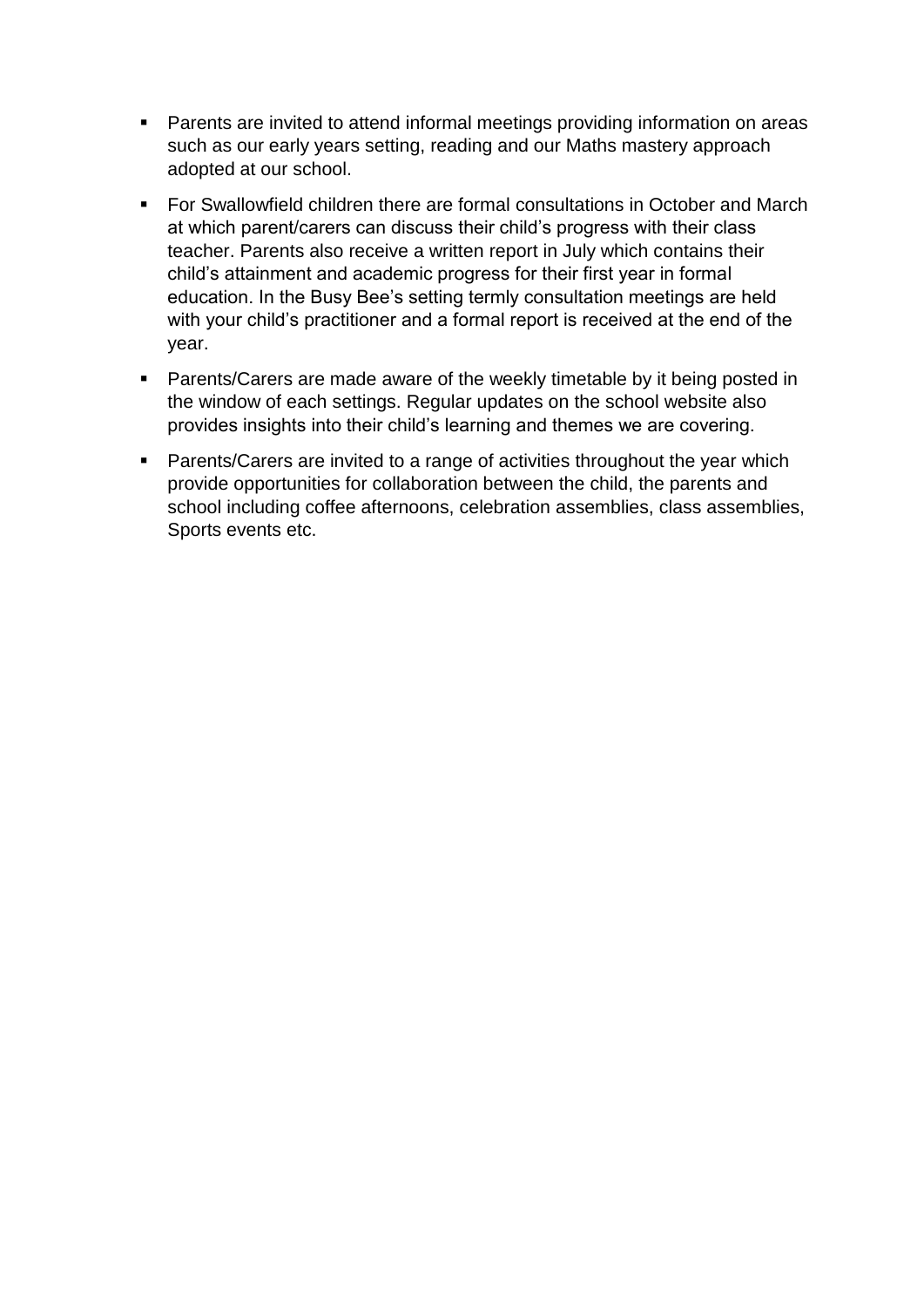- Parents are invited to attend informal meetings providing information on areas such as our early years setting, reading and our Maths mastery approach adopted at our school.
- For Swallowfield children there are formal consultations in October and March at which parent/carers can discuss their child's progress with their class teacher. Parents also receive a written report in July which contains their child's attainment and academic progress for their first year in formal education. In the Busy Bee's setting termly consultation meetings are held with your child's practitioner and a formal report is received at the end of the year.
- Parents/Carers are made aware of the weekly timetable by it being posted in the window of each settings. Regular updates on the school website also provides insights into their child's learning and themes we are covering.
- Parents/Carers are invited to a range of activities throughout the year which provide opportunities for collaboration between the child, the parents and school including coffee afternoons, celebration assemblies, class assemblies, Sports events etc.